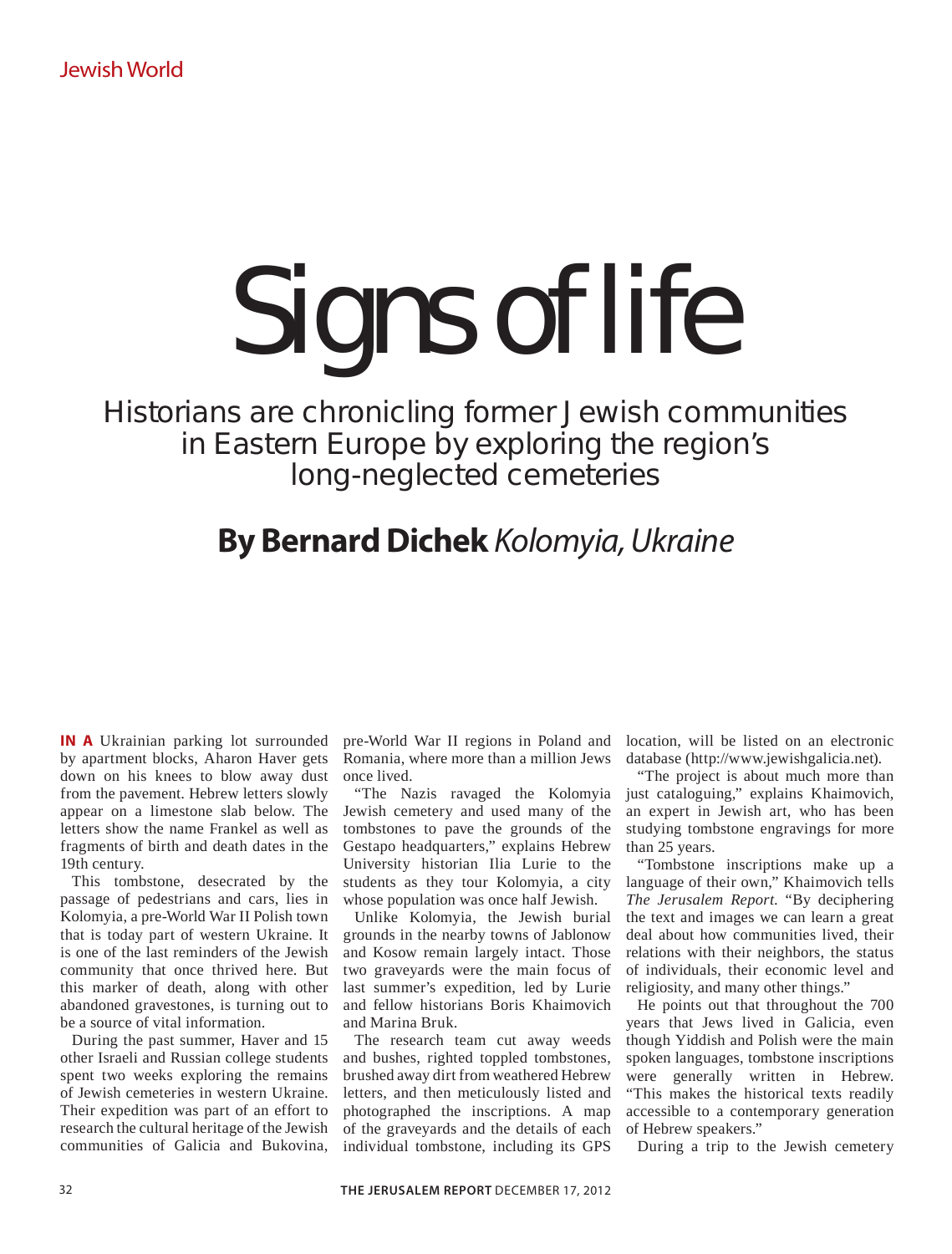Jewish World

# Signs of life

## Historians are chronicling former Jewish communities in Eastern Europe by exploring the region's long-neglected cemeteries

**By Bernard Dichek** *Kolomyia, Ukraine*

**IN A** Ukrainian parking lot surrounded by apartment blocks, Aharon Haver gets down on his knees to blow away dust from the pavement. Hebrew letters slowly appear on a limestone slab below. The letters show the name Frankel as well as fragments of birth and death dates in the 19th century.

This tombstone, desecrated by the passage of pedestrians and cars, lies in Kolomyia, a pre-World War II Polish town that is today part of western Ukraine. It is one of the last reminders of the Jewish community that once thrived here. But this marker of death, along with other abandoned gravestones, is turning out to be a source of vital information.

During the past summer, Haver and 15 other Israeli and Russian college students spent two weeks exploring the remains of Jewish cemeteries in western Ukraine. Their expedition was part of an effort to research the cultural heritage of the Jewish communities of Galicia and Bukovina, pre-World War II regions in Poland and Romania, where more than a million Jews once lived.

"The Nazis ravaged the Kolomyia Jewish cemetery and used many of the tombstones to pave the grounds of the Gestapo headquarters," explains Hebrew University historian Ilia Lurie to the students as they tour Kolomyia, a city whose population was once half Jewish.

Unlike Kolomyia, the Jewish burial grounds in the nearby towns of Jablonow and Kosow remain largely intact. Those two graveyards were the main focus of last summer's expedition, led by Lurie and fellow historians Boris Khaimovich and Marina Bruk.

The research team cut away weeds and bushes, righted toppled tombstones, brushed away dirt from weathered Hebrew letters, and then meticulously listed and photographed the inscriptions. A map of the graveyards and the details of each individual tombstone, including its GPS location, will be listed on an electronic database (http://www.jewishgalicia.net).

"The project is about much more than just cataloguing," explains Khaimovich, an expert in Jewish art, who has been studying tombstone engravings for more than 25 years.

"Tombstone inscriptions make up a language of their own," Khaimovich tells *The Jerusalem Report*. "By deciphering the text and images we can learn a great deal about how communities lived, their relations with their neighbors, the status of individuals, their economic level and religiosity, and many other things."

He points out that throughout the 700 years that Jews lived in Galicia, even though Yiddish and Polish were the main spoken languages, tombstone inscriptions were generally written in Hebrew. "This makes the historical texts readily accessible to a contemporary generation of Hebrew speakers."

During a trip to the Jewish cemetery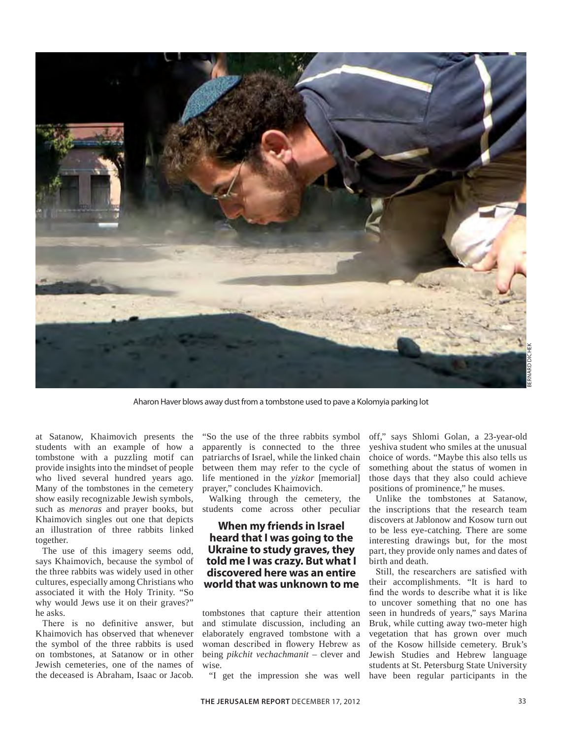Aharon Haver blows away dust from a tombstone used to pave a Kolomyia parking lot

at Satanow, Khaimovich presents the students with an example of how a tombstone with a puzzling motif can provide insights into the mindset of people who lived several hundred years ago. Many of the tombstones in the cemetery show easily recognizable Jewish symbols, such as *menoras* and prayer books, but Khaimovich singles out one that depicts an illustration of three rabbits linked together.

The use of this imagery seems odd, says Khaimovich, because the symbol of the three rabbits was widely used in other cultures, especially among Christians who associated it with the Holy Trinity. "So why would Jews use it on their graves?" he asks.

There is no definitive answer, but Khaimovich has observed that whenever the symbol of the three rabbits is used on tombstones, at Satanow or in other Jewish cemeteries, one of the names of the deceased is Abraham, Isaac or Jacob. "So the use of the three rabbits symbol apparently is connected to the three patriarchs of Israel, while the linked chain between them may refer to the cycle of life mentioned in the *yizkor* [memorial] prayer," concludes Khaimovich.

Walking through the cemetery, the students come across other peculiar tombstones that capture their attention and stimulate discussion, including an elaborately engraved tombstone with a woman described in flowery Hebrew as being *pikchit vechachmanit* – clever and wise.

**When my friends in Israel heard that I was going to the Ukraine to study graves, they told me I was crazy. But what I discovered here was an entire world that was unknown to me**

"I get the impression she was well off," says Shlomi Golan, a 23-year-old yeshiva student who smiles at the unusual choice of words. "Maybe this also tells us something about the status of women in those days that they also could achieve positions of prominence," he muses.

Unlike the tombstones at Satanow, the inscriptions that the research team discovers at Jablonow and Kosow turn out to be less eye-catching. There are some interesting drawings but, for the most part, they provide only names and dates of birth and death.

Still, the researchers are satisfied with their accomplishments. "It is hard to find the words to describe what it is like to uncover something that no one has seen in hundreds of years," says Marina Bruk, while cutting away two-meter high vegetation that has grown over much of the Kosow hillside cemetery. Bruk's Jewish Studies and Hebrew language students at St. Petersburg State University have been regular participants in the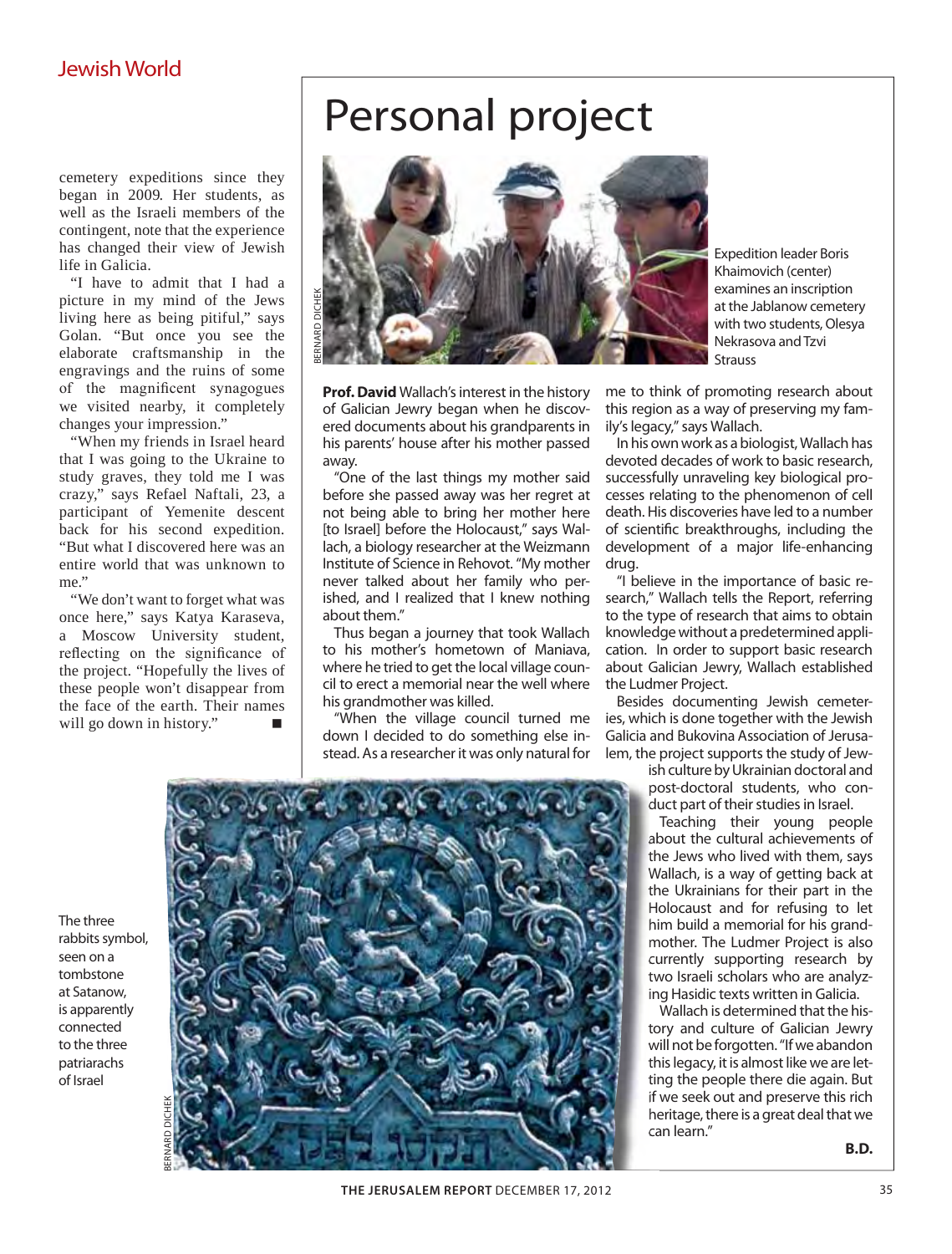cemetery expeditions since they began in 2009. Her students, as well as the Israeli members of the contingent, note that the experience has changed their view of Jewish life in Galicia.

"I have to admit that I had a picture in my mind of the Jews living here as being pitiful," says Golan. "But once you see the elaborate craftsmanship in the engravings and the ruins of some of the magnificent synagogues we visited nearby, it completely changes your impression."

"When my friends in Israel heard that I was going to the Ukraine to study graves, they told me I was crazy," says Refael Naftali, 23, a participant of Yemenite descent back for his second expedition. "But what I discovered here was an entire world that was unknown to me."

"We don't want to forget what was once here," says Katya Karaseva, a Moscow University student, reflecting on the significance of the project. "Hopefully the lives of these people won't disappear from the face of the earth. Their names will go down in history." ■

# Personal project

BERNARD DICHEK

Expedition leader Boris Khaimovich (center) examines an inscription at the Jablanow cemetery with two students, Olesya Nekrasova and Tzvi Strauss

**Prof. David** Wallach's interest in the history of Galician Jewry began when he discovered documents about his grandparents in his parents' house after his mother passed away.

"One of the last things my mother said before she passed away was her regret at not being able to bring her mother here [to Israel] before the Holocaust," says Wallach, a biology researcher at the Weizmann Institute of Science in Rehovot. "My mother never talked about her family who perished, and I realized that I knew nothing about them."

Thus began a journey that took Wallach to his mother's hometown of Maniava, where he tried to get the local village council to erect a memorial near the well where his grandmother was killed.

"When the village council turned me down I decided to do something else instead. As a researcher it was only natural for me to think of promoting research about this region as a way of preserving my family's legacy," says Wallach.

In his own work as a biologist, Wallach has devoted decades of work to basic research, successfully unraveling key biological processes relating to the phenomenon of cell death. His discoveries have led to a number of scientific breakthroughs, including the development of a major life-enhancing drug.

"I believe in the importance of basic research," Wallach tells the Report, referring to the type of research that aims to obtain knowledge without a predetermined application. In order to support basic research about Galician Jewry, Wallach established the Ludmer Project.

Besides documenting Jewish cemeteries, which is done together with the Jewish Galicia and Bukovina Association of Jerusalem, the project supports the study of Jewish culture by Ukrainian doctoral and post-doctoral students, who conduct part of their studies in Israel.

Teaching their young people about the cultural achievements of the Jews who lived with them, says Wallach, is a way of getting back at the Ukrainians for their part in the Holocaust and for refusing to let him build a memorial for his grandmother. The Ludmer Project is also currently supporting research by two Israeli scholars who are analyzing Hasidic texts written in Galicia.

Wallach is determined that the history and culture of Galician Jewry will not be forgotten. "If we abandon this legacy, it is almost like we are letting the people there die again. But if we seek out and preserve this rich heritage, there is a great deal that we can learn."

**B.D.**

BERNARD DICHEK

The three rabbits symbol, seen on a tombstone at Satanow, is apparently connected to the three patriarchs of Israel